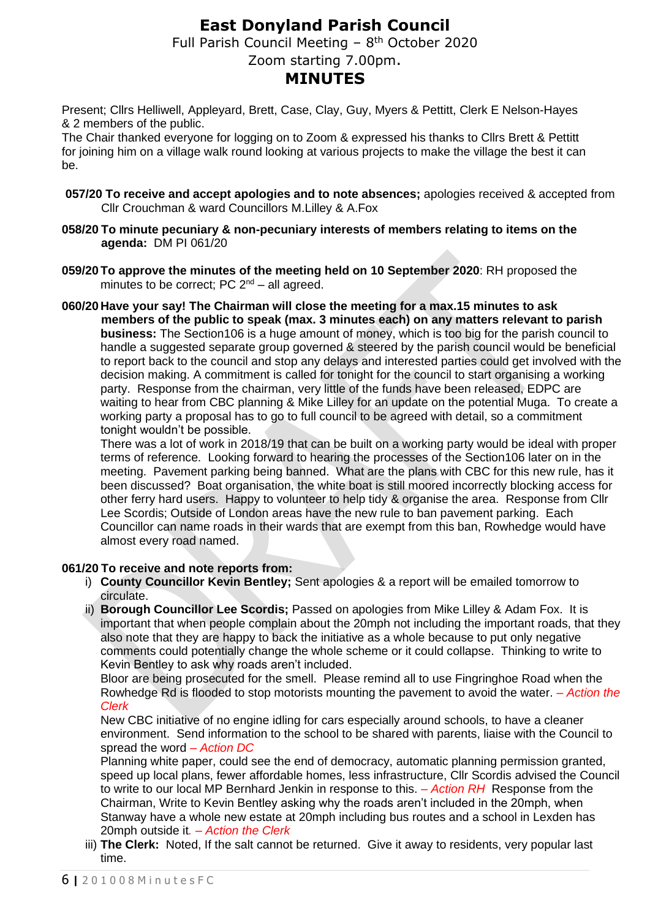# East Donyland Parish Council

Full Parish Council Meeting – 8th October 2020

Zoom starting 7.00pm.

## MINUTES

Present; Cllrs Helliwell, Appleyard, Brett, Case, Clay, Guy, Myers & Pettitt, Clerk E Nelson-Hayes & 2 members of the public.

The Chair thanked everyone for logging on to Zoom & expressed his thanks to Cllrs Brett & Pettitt for joining him on a village walk round looking at various projects to make the village the best it can be.

**057/20 To receive and accept apologies and to note absences;** apologies received & accepted from Cllr Crouchman & ward Councillors M.Lilley & A.Fox

**058/20 To minute pecuniary & non-pecuniary interests of members relating to items on the agenda:** DM PI 061/20

**059/20 To approve the minutes of the meeting held on 10 September 2020**: RH proposed the minutes to be correct; PC 2nd – all agreed.

**060/20 Have your say! The Chairman will close the meeting for a max.15 minutes to ask members of the public to speak (max. 3 minutes each) on any matters relevant to parish business:** The Section106 is a huge amount of money, which is too big for the parish council to handle a suggested separate group governed & steered by the parish council would be beneficial to report back to the council and stop any delays and interested parties could get involved with the decision making. A commitment is called for tonight for the council to start organising a working party. Response from the chairman, very little of the funds have been released, EDPC are waiting to hear from CBC planning & Mike Lilley for an update on the potential Muga. To create a working party a proposal has to go to full council to be agreed with detail, so a commitment tonight wouldn't be possible.

There was a lot of work in 2018/19 that can be built on a working party would be ideal with proper terms of reference. Looking forward to hearing the processes of the Section106 later on in the meeting. Pavement parking being banned. What are the plans with CBC for this new rule, has it been discussed? Boat organisation, the white boat is still moored incorrectly blocking access for other ferry hard users. Happy to volunteer to help tidy & organise the area. Response from Cllr Lee Scordis; Outside of London areas have the new rule to ban pavement parking. Each Councillor can name roads in their wards that are exempt from this ban, Rowhedge would have almost every road named.

**061/20 To receive and note reports from:**

i) **County Councillor Kevin Bentley;** Sent apologies & a report will be emailed tomorrow to circulate.

ii) **Borough Councillor Lee Scordis;** Passed on apologies from Mike Lilley & Adam Fox. It is important that when people complain about the 20mph not including the important roads, that they also note that they are happy to back the initiative as a whole because to put only negative comments could potentially change the whole scheme or it could collapse. Thinking to write to Kevin Bentley to ask why roads aren't included.

Bloor are being prosecuted for the smell. Please remind all to use Fingringhoe Road when the Rowhedge Rd is flooded to stop motorists mounting the pavement to avoid the water. *– Action the Clerk*

New CBC initiative of no engine idling for cars especially around schools, to have a cleaner environment. Send information to the school to be shared with parents, liaise with the Council to spread the word *– Action DC*

Planning white paper, could see the end of democracy, automatic planning permission granted, speed up local plans, fewer affordable homes, less infrastructure, Cllr Scordis advised the Council to write to our local MP Bernhard Jenkin in response to this. *– Action RH* Response from the Chairman, Write to Kevin Bentley asking why the roads aren't included in the 20mph, when Stanway have a whole new estate at 20mph including bus routes and a school in Lexden has 20mph outside it. *– Action the Clerk*

iii) **The Clerk:** Noted, If the salt cannot be returned. Give it away to residents, very popular last time.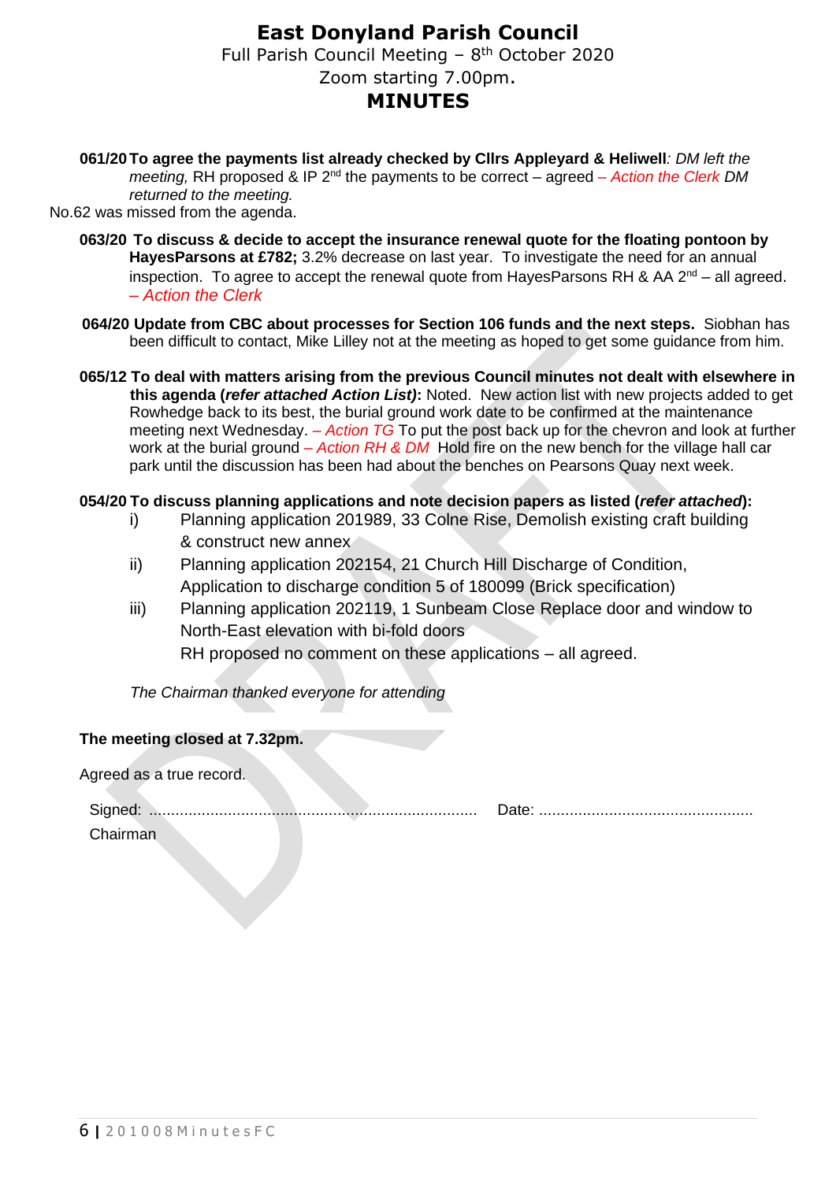# East Donyland Parish Council

Full Parish Council Meeting – 8th October 2020

Zoom starting 7.00pm.

## MINUTES

**061/20 To agree the payments list already checked by Cllrs Appleyard & Heliwell**: *DM left the meeting,* RH proposed & IP 2nd the payments to be correct – agreed *– Action the Clerk DM returned to the meeting.*

No.62 was missed from the agenda.

**063/20 To discuss & decide to accept the insurance renewal quote for the floating pontoon by HayesParsons at £782;** 3.2% decrease on last year. To investigate the need for an annual inspection. To agree to accept the renewal quote from HayesParsons RH & AA 2nd – all agreed. *– Action the Clerk*

**064/20 Update from CBC about processes for Section 106 funds and the next steps.** Siobhan has been difficult to contact, Mike Lilley not at the meeting as hoped to get some guidance from him.

**065/12 To deal with matters arising from the previous Council minutes not dealt with elsewhere in this agenda (*refer attached Action List*):** Noted. New action list with new projects added to get Rowhedge back to its best, the burial ground work date to be confirmed at the maintenance meeting next Wednesday. *– Action TG* To put the post back up for the chevron and look at further work at the burial ground *– Action RH & DM* Hold fire on the new bench for the village hall car park until the discussion has been had about the benches on Pearsons Quay next week.

**054/20 To discuss planning applications and note decision papers as listed (*refer attached*):**

i) Planning application 201989, 33 Colne Rise, Demolish existing craft building & construct new annex

ii) Planning application 202154, 21 Church Hill Discharge of Condition, Application to discharge condition 5 of 180099 (Brick specification)

iii) Planning application 202119, 1 Sunbeam Close Replace door and window to North-East elevation with bi-fold doors

RH proposed no comment on these applications – all agreed.

*The Chairman thanked everyone for attending*

**The meeting closed at 7.32pm.**

Agreed as a true record.

Signed: .......................................................................... Date: ................................................

Chairman